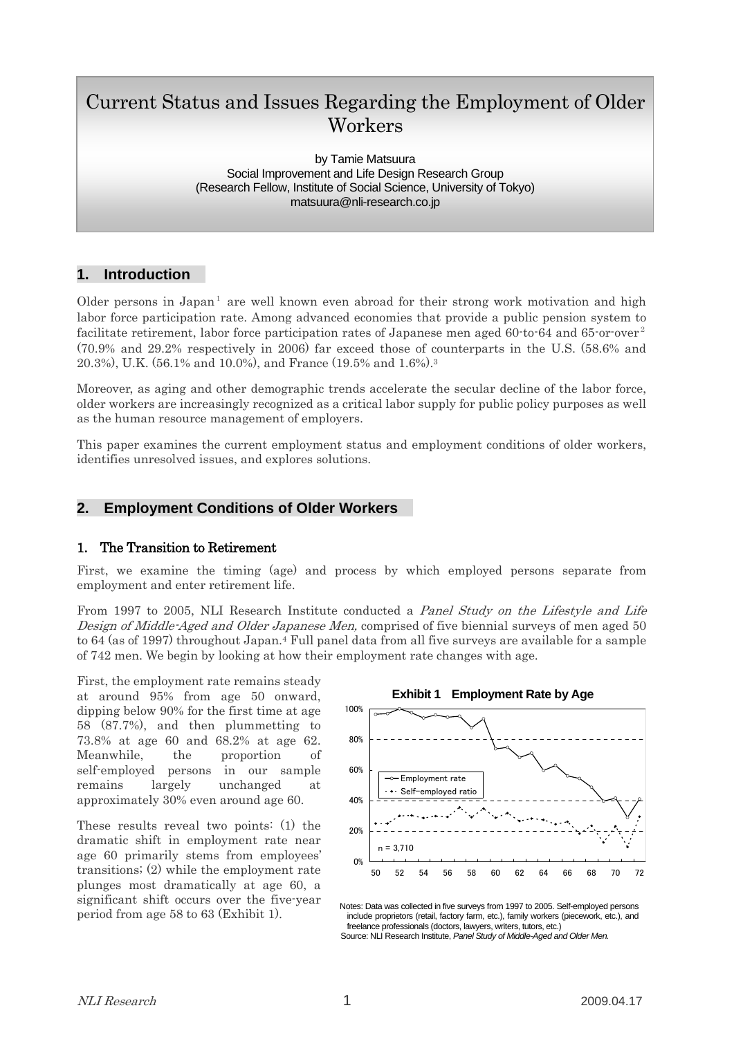# Current Status and Issues Regarding the Employment of Older Workers

by Tamie Matsuura
Social Improvement and Life Design Research Group
(Research Fellow, Institute of Social Science, University of Tokyo)
matsuura@nli-research.co.jp

## 1. Introduction

Older persons in Japan[1] are well known even abroad for their strong work motivation and high labor force participation rate. Among advanced economies that provide a public pension system to facilitate retirement, labor force participation rates of Japanese men aged 60-to-64 and 65-or-over[2] (70.9% and 29.2% respectively in 2006) far exceed those of counterparts in the U.S. (58.6% and 20.3%), U.K. (56.1% and 10.0%), and France (19.5% and 1.6%).[3]

Moreover, as aging and other demographic trends accelerate the secular decline of the labor force, older workers are increasingly recognized as a critical labor supply for public policy purposes as well as the human resource management of employers.

This paper examines the current employment status and employment conditions of older workers, identifies unresolved issues, and explores solutions.

## 2. Employment Conditions of Older Workers

### 1. The Transition to Retirement

First, we examine the timing (age) and process by which employed persons separate from employment and enter retirement life.

From 1997 to 2005, NLI Research Institute conducted a *Panel Study on the Lifestyle and Life Design of Middle-Aged and Older Japanese Men,* comprised of five biennial surveys of men aged 50 to 64 (as of 1997) throughout Japan.[4] Full panel data from all five surveys are available for a sample of 742 men. We begin by looking at how their employment rate changes with age.

First, the employment rate remains steady at around 95% from age 50 onward, dipping below 90% for the first time at age 58 (87.7%), and then plummetting to 73.8% at age 60 and 68.2% at age 62. Meanwhile, the proportion of self-employed persons in our sample remains largely unchanged at approximately 30% even around age 60.

These results reveal two points: (1) the dramatic shift in employment rate near age 60 primarily stems from employees' transitions; (2) while the employment rate plunges most dramatically at age 60, a significant shift occurs over the five-year period from age 58 to 63 (Exhibit 1).

**Exhibit 1 Employment Rate by Age**

Notes: Data was collected in five surveys from 1997 to 2005. Self-employed persons include proprietors (retail, factory farm, etc.), family workers (piecework, etc.), and freelance professionals (doctors, lawyers, writers, tutors, etc.)
Source: NLI Research Institute, *Panel Study of Middle-Aged and Older Men.*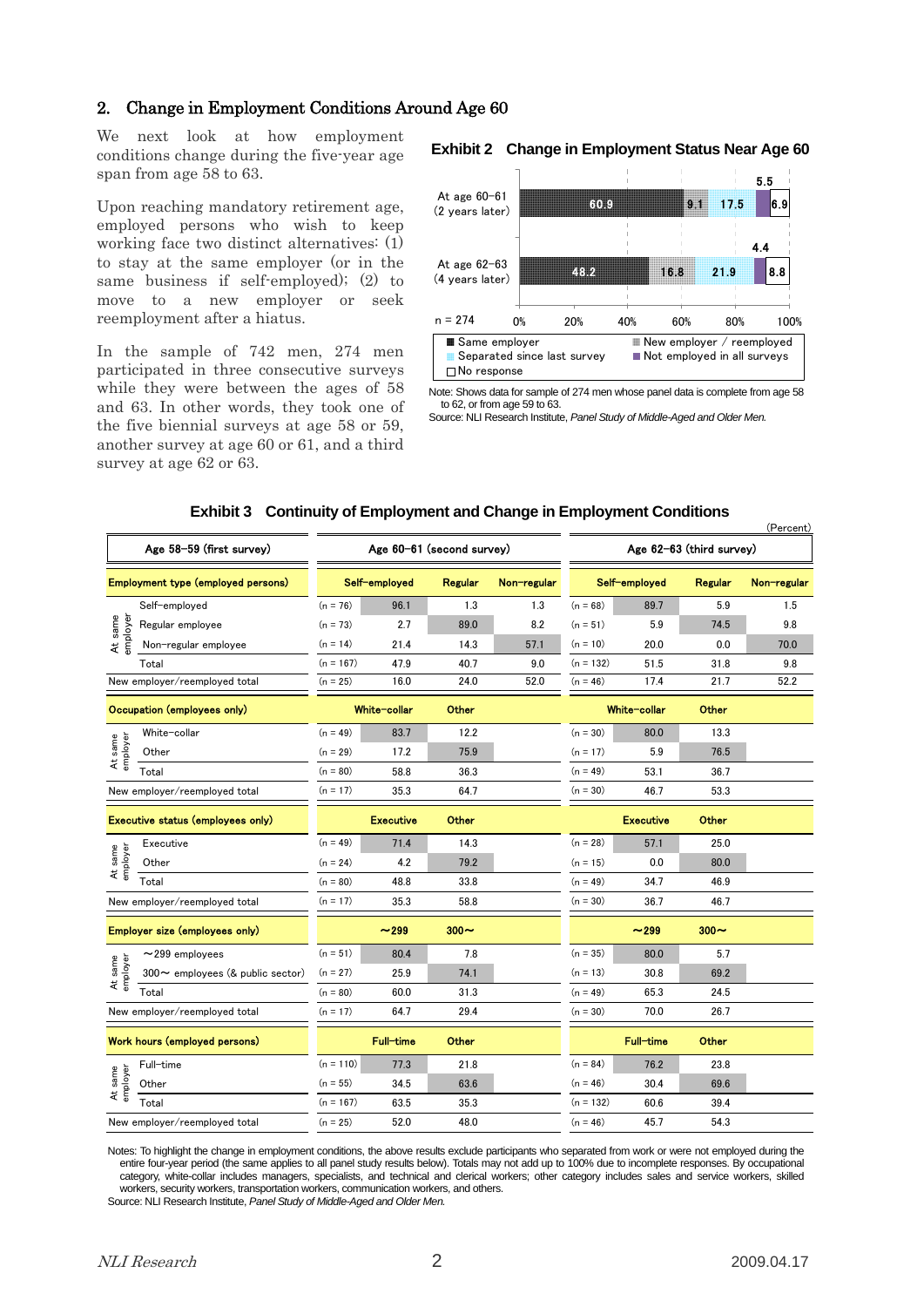## 2. Change in Employment Conditions Around Age 60

We next look at how employment conditions change during the five-year age span from age 58 to 63.

Upon reaching mandatory retirement age, employed persons who wish to keep working face two distinct alternatives: (1) to stay at the same employer (or in the same business if self-employed); (2) to move to a new employer or seek reemployment after a hiatus.

In the sample of 742 men, 274 men participated in three consecutive surveys while they were between the ages of 58 and 63. In other words, they took one of the five biennial surveys at age 58 or 59, another survey at age 60 or 61, and a third survey at age 62 or 63.

**Exhibit 2 Change in Employment Status Near Age 60**

n = 274

| | Same employer | New employer / reemployed | Separated since last survey | Not employed in all surveys | No response |
|---|---|---|---|---|---|
| At age 60–61 (2 years later) | 60.9 | 9.1 | 17.5 | 5.5 | 6.9 |
| At age 62–63 (4 years later) | 48.2 | 16.8 | 21.9 | 4.4 | 8.8 |

Note: Shows data for sample of 274 men whose panel data is complete from age 58 to 62, or from age 59 to 63.
Source: NLI Research Institute, *Panel Study of Middle-Aged and Older Men.*

**Exhibit 3 Continuity of Employment and Change in Employment Conditions**

(Percent)

| Age 58–59 (first survey) | | Age 60–61 (second survey) | | | | Age 62–63 (third survey) | | | |
|---|---|---|---|---|---|---|---|---|---|
| **Employment type (employed persons)** | | | Self-employed | Regular | Non-regular | | Self-employed | Regular | Non-regular |
| At same employer | Self-employed | (n = 76) | 96.1 | 1.3 | 1.3 | (n = 68) | 89.7 | 5.9 | 1.5 |
| At same employer | Regular employee | (n = 73) | 2.7 | 89.0 | 8.2 | (n = 51) | 5.9 | 74.5 | 9.8 |
| At same employer | Non-regular employee | (n = 14) | 21.4 | 14.3 | 57.1 | (n = 10) | 20.0 | 0.0 | 70.0 |
| At same employer | Total | (n = 167) | 47.9 | 40.7 | 9.0 | (n = 132) | 51.5 | 31.8 | 9.8 |
| New employer/reemployed total | | (n = 25) | 16.0 | 24.0 | 52.0 | (n = 46) | 17.4 | 21.7 | 52.2 |
| **Occupation (employees only)** | | | White-collar | Other | | | White-collar | Other | |
| At same employer | White-collar | (n = 49) | 83.7 | 12.2 | | (n = 30) | 80.0 | 13.3 | |
| At same employer | Other | (n = 29) | 17.2 | 75.9 | | (n = 17) | 5.9 | 76.5 | |
| At same employer | Total | (n = 80) | 58.8 | 36.3 | | (n = 49) | 53.1 | 36.7 | |
| New employer/reemployed total | | (n = 17) | 35.3 | 64.7 | | (n = 30) | 46.7 | 53.3 | |
| **Executive status (employees only)** | | | Executive | Other | | | Executive | Other | |
| At same employer | Executive | (n = 49) | 71.4 | 14.3 | | (n = 28) | 57.1 | 25.0 | |
| At same employer | Other | (n = 24) | 4.2 | 79.2 | | (n = 15) | 0.0 | 80.0 | |
| At same employer | Total | (n = 80) | 48.8 | 33.8 | | (n = 49) | 34.7 | 46.9 | |
| New employer/reemployed total | | (n = 17) | 35.3 | 58.8 | | (n = 30) | 36.7 | 46.7 | |
| **Employer size (employees only)** | | | ～299 | 300～ | | | ～299 | 300～ | |
| At same employer | ～299 employees | (n = 51) | 80.4 | 7.8 | | (n = 35) | 80.0 | 5.7 | |
| At same employer | 300～ employees (& public sector) | (n = 27) | 25.9 | 74.1 | | (n = 13) | 30.8 | 69.2 | |
| At same employer | Total | (n = 80) | 60.0 | 31.3 | | (n = 49) | 65.3 | 24.5 | |
| New employer/reemployed total | | (n = 17) | 64.7 | 29.4 | | (n = 30) | 70.0 | 26.7 | |
| **Work hours (employed persons)** | | | Full-time | Other | | | Full-time | Other | |
| At same employer | Full-time | (n = 110) | 77.3 | 21.8 | | (n = 84) | 76.2 | 23.8 | |
| At same employer | Other | (n = 55) | 34.5 | 63.6 | | (n = 46) | 30.4 | 69.6 | |
| At same employer | Total | (n = 167) | 63.5 | 35.3 | | (n = 132) | 60.6 | 39.4 | |
| New employer/reemployed total | | (n = 25) | 52.0 | 48.0 | | (n = 46) | 45.7 | 54.3 | |

Notes: To highlight the change in employment conditions, the above results exclude participants who separated from work or were not employed during the entire four-year period (the same applies to all panel study results below). Totals may not add up to 100% due to incomplete responses. By occupational category, white-collar includes managers, specialists, and technical and clerical workers; other category includes sales and service workers, skilled workers, security workers, transportation workers, communication workers, and others.
Source: NLI Research Institute, *Panel Study of Middle-Aged and Older Men.*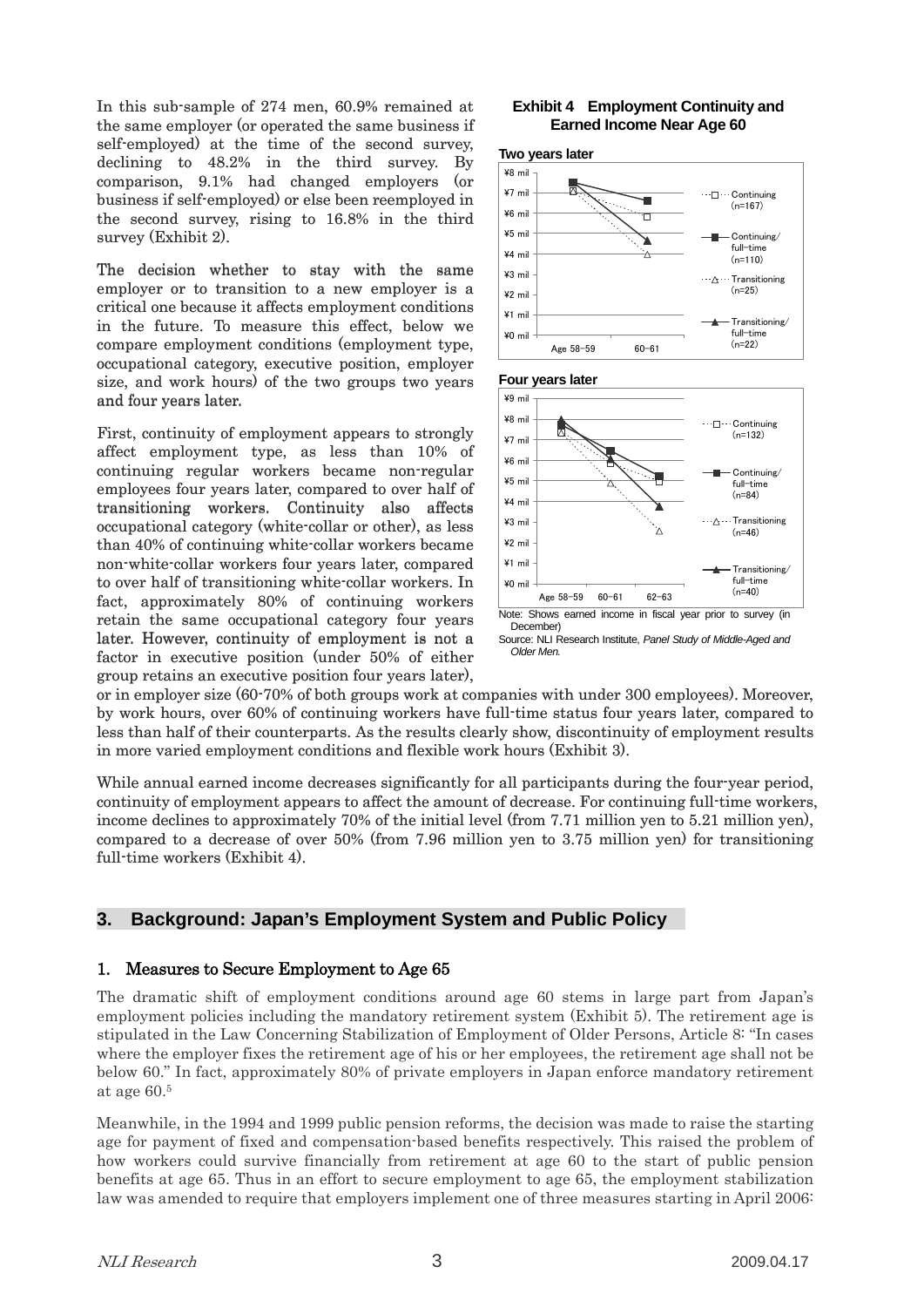In this sub-sample of 274 men, 60.9% remained at the same employer (or operated the same business if self-employed) at the time of the second survey, declining to 48.2% in the third survey. By comparison, 9.1% had changed employers (or business if self-employed) or else been reemployed in the second survey, rising to 16.8% in the third survey (Exhibit 2).

The decision whether to stay with the same employer or to transition to a new employer is a critical one because it affects employment conditions in the future. To measure this effect, below we compare employment conditions (employment type, occupational category, executive position, employer size, and work hours) of the two groups two years and four years later.

First, continuity of employment appears to strongly affect employment type, as less than 10% of continuing regular workers became non-regular employees four years later, compared to over half of transitioning workers. Continuity also affects occupational category (white-collar or other), as less than 40% of continuing white-collar workers became non-white-collar workers four years later, compared to over half of transitioning white-collar workers. In fact, approximately 80% of continuing workers retain the same occupational category four years later. However, continuity of employment is not a factor in executive position (under 50% of either group retains an executive position four years later), or in employer size (60-70% of both groups work at companies with under 300 employees). Moreover, by work hours, over 60% of continuing workers have full-time status four years later, compared to less than half of their counterparts. As the results clearly show, discontinuity of employment results in more varied employment conditions and flexible work hours (Exhibit 3).

While annual earned income decreases significantly for all participants during the four-year period, continuity of employment appears to affect the amount of decrease. For continuing full-time workers, income declines to approximately 70% of the initial level (from 7.71 million yen to 5.21 million yen), compared to a decrease of over 50% (from 7.96 million yen to 3.75 million yen) for transitioning full-time workers (Exhibit 4).

**Exhibit 4 Employment Continuity and Earned Income Near Age 60**

Note: Shows earned income in fiscal year prior to survey (in December)

Source: NLI Research Institute, *Panel Study of Middle-Aged and Older Men.*

## 3. Background: Japan's Employment System and Public Policy

### 1. Measures to Secure Employment to Age 65

The dramatic shift of employment conditions around age 60 stems in large part from Japan's employment policies including the mandatory retirement system (Exhibit 5). The retirement age is stipulated in the Law Concerning Stabilization of Employment of Older Persons, Article 8: "In cases where the employer fixes the retirement age of his or her employees, the retirement age shall not be below 60." In fact, approximately 80% of private employers in Japan enforce mandatory retirement at age 60.[5]

Meanwhile, in the 1994 and 1999 public pension reforms, the decision was made to raise the starting age for payment of fixed and compensation-based benefits respectively. This raised the problem of how workers could survive financially from retirement at age 60 to the start of public pension benefits at age 65. Thus in an effort to secure employment to age 65, the employment stabilization law was amended to require that employers implement one of three measures starting in April 2006: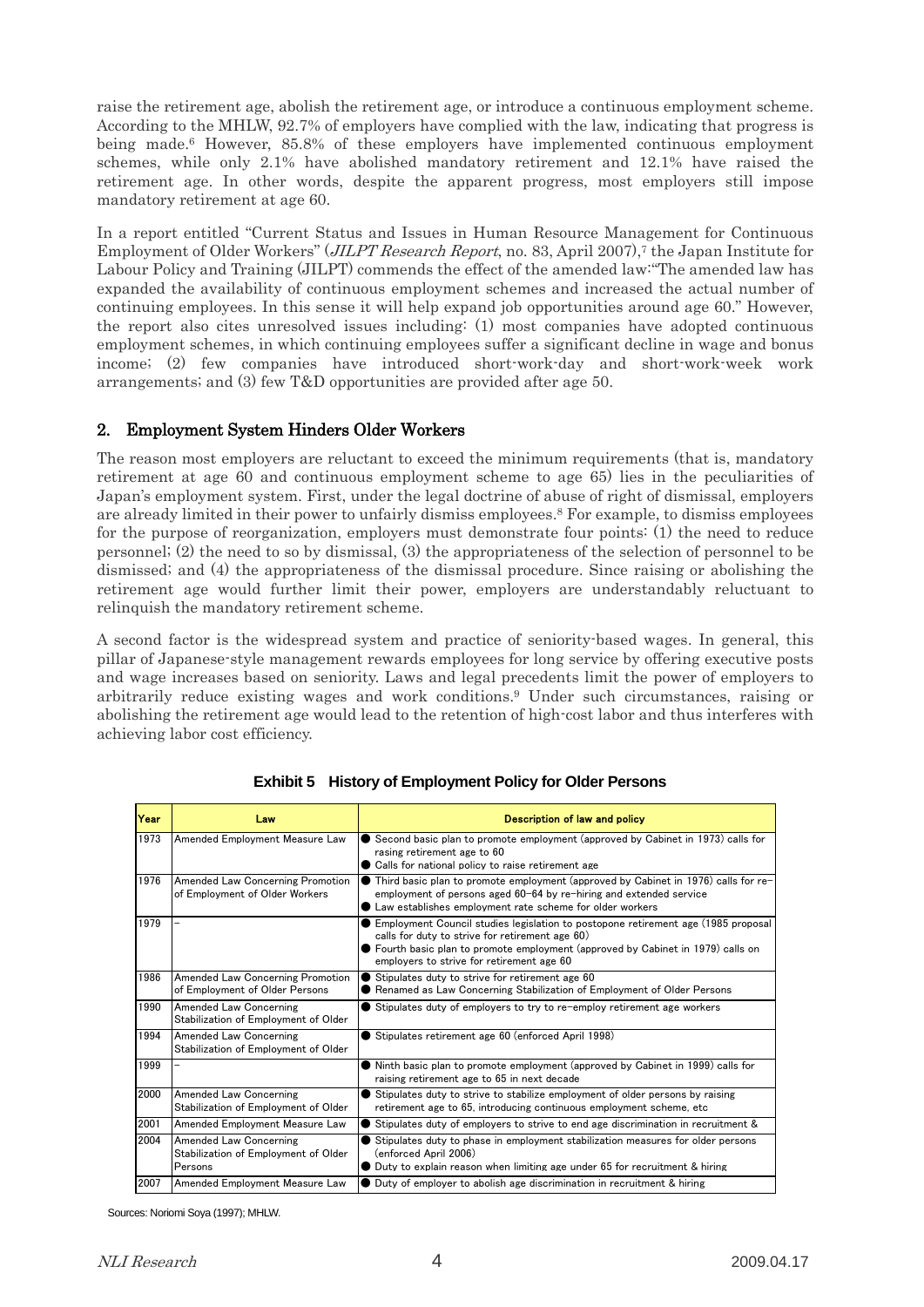raise the retirement age, abolish the retirement age, or introduce a continuous employment scheme. According to the MHLW, 92.7% of employers have complied with the law, indicating that progress is being made.[6] However, 85.8% of these employers have implemented continuous employment schemes, while only 2.1% have abolished mandatory retirement and 12.1% have raised the retirement age. In other words, despite the apparent progress, most employers still impose mandatory retirement at age 60.

In a report entitled "Current Status and Issues in Human Resource Management for Continuous Employment of Older Workers" (*JILPT Research Report*, no. 83, April 2007),[7] the Japan Institute for Labour Policy and Training (JILPT) commends the effect of the amended law:"The amended law has expanded the availability of continuous employment schemes and increased the actual number of continuing employees. In this sense it will help expand job opportunities around age 60." However, the report also cites unresolved issues including: (1) most companies have adopted continuous employment schemes, in which continuing employees suffer a significant decline in wage and bonus income; (2) few companies have introduced short-work-day and short-work-week work arrangements; and (3) few T&D opportunities are provided after age 50.

## 2. Employment System Hinders Older Workers

The reason most employers are reluctant to exceed the minimum requirements (that is, mandatory retirement at age 60 and continuous employment scheme to age 65) lies in the peculiarities of Japan's employment system. First, under the legal doctrine of abuse of right of dismissal, employers are already limited in their power to unfairly dismiss employees.[8] For example, to dismiss employees for the purpose of reorganization, employers must demonstrate four points: (1) the need to reduce personnel; (2) the need to so by dismissal, (3) the appropriateness of the selection of personnel to be dismissed; and (4) the appropriateness of the dismissal procedure. Since raising or abolishing the retirement age would further limit their power, employers are understandably reluctuant to relinquish the mandatory retirement scheme.

A second factor is the widespread system and practice of seniority-based wages. In general, this pillar of Japanese-style management rewards employees for long service by offering executive posts and wage increases based on seniority. Laws and legal precedents limit the power of employers to arbitrarily reduce existing wages and work conditions.[9] Under such circumstances, raising or abolishing the retirement age would lead to the retention of high-cost labor and thus interferes with achieving labor cost efficiency.

**Exhibit 5 History of Employment Policy for Older Persons**

| Year | Law | Description of law and policy |
|---|---|---|
| 1973 | Amended Employment Measure Law | ● Second basic plan to promote employment (approved by Cabinet in 1973) calls for rasing retirement age to 60<br>● Calls for national policy to raise retirement age |
| 1976 | Amended Law Concerning Promotion of Employment of Older Workers | ● Third basic plan to promote employment (approved by Cabinet in 1976) calls for re-employment of persons aged 60-64 by re-hiring and extended service<br>● Law establishes employment rate scheme for older workers |
| 1979 | – | ● Employment Council studies legislation to postopone retirement age (1985 proposal calls for duty to strive for retirement age 60)<br>● Fourth basic plan to promote employment (approved by Cabinet in 1979) calls on employers to strive for retirement age 60 |
| 1986 | Amended Law Concerning Promotion of Employment of Older Persons | ● Stipulates duty to strive for retirement age 60<br>● Renamed as Law Concerning Stabilization of Employment of Older Persons |
| 1990 | Amended Law Concerning Stabilization of Employment of Older | ● Stipulates duty of employers to try to re-employ retirement age workers |
| 1994 | Amended Law Concerning Stabilization of Employment of Older | ● Stipulates retirement age 60 (enforced April 1998) |
| 1999 | – | ● Ninth basic plan to promote employment (approved by Cabinet in 1999) calls for raising retirement age to 65 in next decade |
| 2000 | Amended Law Concerning Stabilization of Employment of Older | ● Stipulates duty to strive to stabilize employment of older persons by raising retirement age to 65, introducing continuous employment scheme, etc |
| 2001 | Amended Employment Measure Law | ● Stipulates duty of employers to strive to end age discrimination in recruitment & |
| 2004 | Amended Law Concerning Stabilization of Employment of Older Persons | ● Stipulates duty to phase in employment stabilization measures for older persons (enforced April 2006)<br>● Duty to explain reason when limiting age under 65 for recruitment & hiring |
| 2007 | Amended Employment Measure Law | ● Duty of employer to abolish age discrimination in recruitment & hiring |

Sources: Noriomi Soya (1997); MHLW.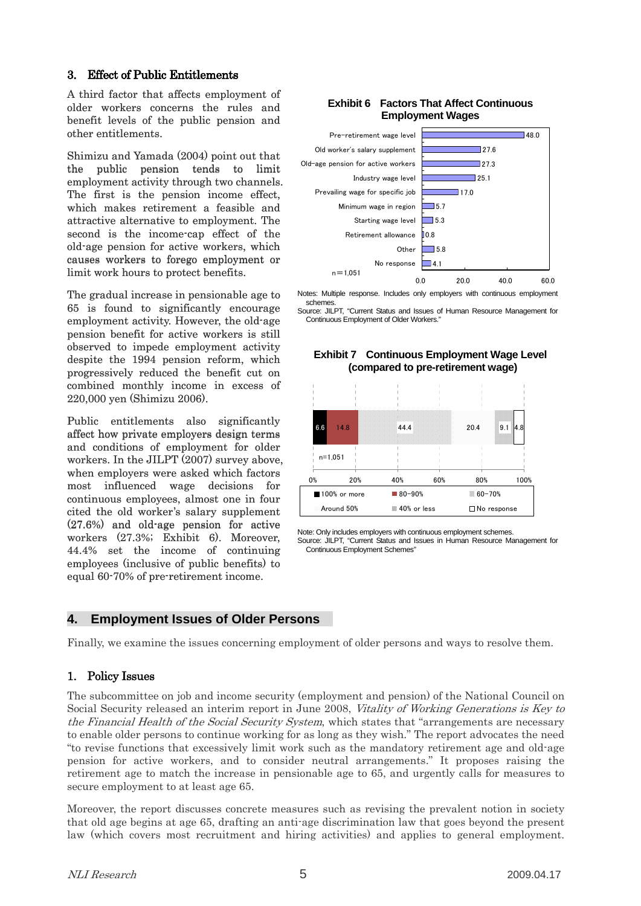### 3. Effect of Public Entitlements

A third factor that affects employment of older workers concerns the rules and benefit levels of the public pension and other entitlements.

Shimizu and Yamada (2004) point out that the public pension tends to limit employment activity through two channels. The first is the pension income effect, which makes retirement a feasible and attractive alternative to employment. The second is the income-cap effect of the old-age pension for active workers, which causes workers to forego employment or limit work hours to protect benefits.

The gradual increase in pensionable age to 65 is found to significantly encourage employment activity. However, the old-age pension benefit for active workers is still observed to impede employment activity despite the 1994 pension reform, which progressively reduced the benefit cut on combined monthly income in excess of 220,000 yen (Shimizu 2006).

Public entitlements also significantly affect how private employers design terms and conditions of employment for older workers. In the JILPT (2007) survey above, when employers were asked which factors most influenced wage decisions for continuous employees, almost one in four cited the old worker's salary supplement (27.6%) and old-age pension for active workers (27.3%; Exhibit 6). Moreover, 44.4% set the income of continuing employees (inclusive of public benefits) to equal 60-70% of pre-retirement income.

**Exhibit 6 Factors That Affect Continuous Employment Wages**

| Factor | % |
|---|---|
| Pre-retirement wage level | 48.0 |
| Old worker's salary supplement | 27.6 |
| Old-age pension for active workers | 27.3 |
| Industry wage level | 25.1 |
| Prevailing wage for specific job | 17.0 |
| Minimum wage in region | 5.7 |
| Starting wage level | 5.3 |
| Retirement allowance | 0.8 |
| Other | 5.8 |
| No response | 4.1 |

n=1,051

Notes: Multiple response. Includes only employers with continuous employment schemes.
Source: JILPT, "Current Status and Issues of Human Resource Management for Continuous Employment of Older Workers."

**Exhibit 7 Continuous Employment Wage Level (compared to pre-retirement wage)**

| 100% or more | 80–90% | 60–70% | Around 50% | 40% or less | No response |
|---|---|---|---|---|---|
| 6.6 | 14.8 | 44.4 | 20.4 | 9.1 | 4.8 |

n=1,051

Note: Only includes employers with continuous employment schemes.
Source: JILPT, "Current Status and Issues in Human Resource Management for Continuous Employment Schemes"

## 4. Employment Issues of Older Persons

Finally, we examine the issues concerning employment of older persons and ways to resolve them.

### 1. Policy Issues

The subcommittee on job and income security (employment and pension) of the National Council on Social Security released an interim report in June 2008, *Vitality of Working Generations is Key to the Financial Health of the Social Security System*, which states that "arrangements are necessary to enable older persons to continue working for as long as they wish." The report advocates the need "to revise functions that excessively limit work such as the mandatory retirement age and old-age pension for active workers, and to consider neutral arrangements." It proposes raising the retirement age to match the increase in pensionable age to 65, and urgently calls for measures to secure employment to at least age 65.

Moreover, the report discusses concrete measures such as revising the prevalent notion in society that old age begins at age 65, drafting an anti-age discrimination law that goes beyond the present law (which covers most recruitment and hiring activities) and applies to general employment.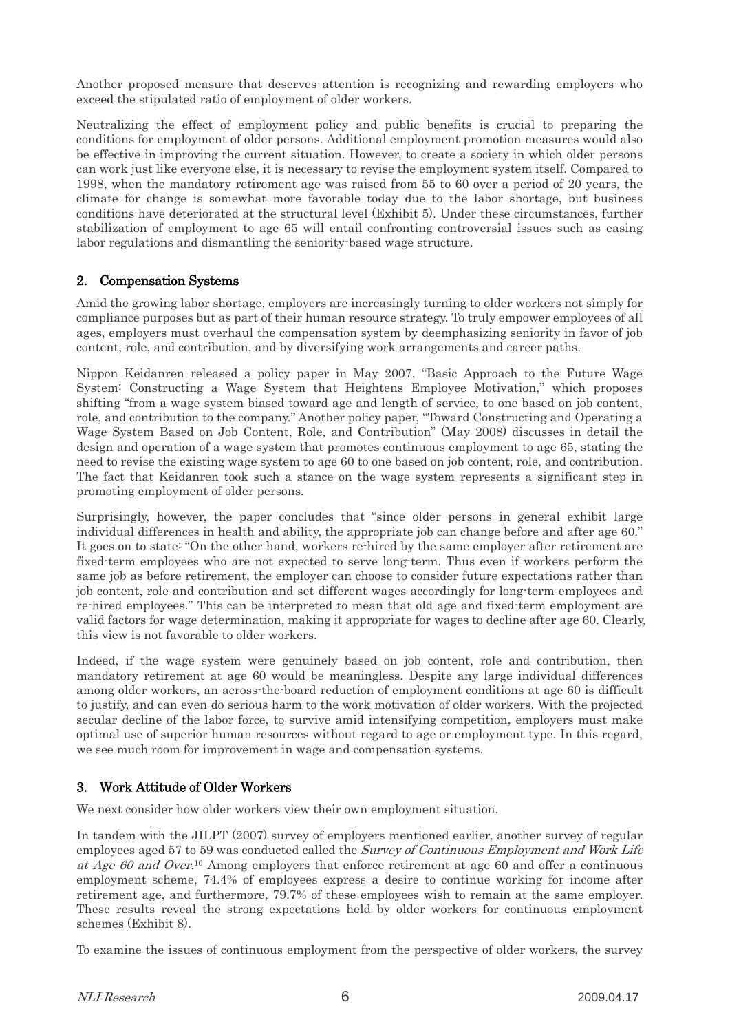Another proposed measure that deserves attention is recognizing and rewarding employers who exceed the stipulated ratio of employment of older workers.

Neutralizing the effect of employment policy and public benefits is crucial to preparing the conditions for employment of older persons. Additional employment promotion measures would also be effective in improving the current situation. However, to create a society in which older persons can work just like everyone else, it is necessary to revise the employment system itself. Compared to 1998, when the mandatory retirement age was raised from 55 to 60 over a period of 20 years, the climate for change is somewhat more favorable today due to the labor shortage, but business conditions have deteriorated at the structural level (Exhibit 5). Under these circumstances, further stabilization of employment to age 65 will entail confronting controversial issues such as easing labor regulations and dismantling the seniority-based wage structure.

## 2. Compensation Systems

Amid the growing labor shortage, employers are increasingly turning to older workers not simply for compliance purposes but as part of their human resource strategy. To truly empower employees of all ages, employers must overhaul the compensation system by deemphasizing seniority in favor of job content, role, and contribution, and by diversifying work arrangements and career paths.

Nippon Keidanren released a policy paper in May 2007, "Basic Approach to the Future Wage System: Constructing a Wage System that Heightens Employee Motivation," which proposes shifting "from a wage system biased toward age and length of service, to one based on job content, role, and contribution to the company." Another policy paper, "Toward Constructing and Operating a Wage System Based on Job Content, Role, and Contribution" (May 2008) discusses in detail the design and operation of a wage system that promotes continuous employment to age 65, stating the need to revise the existing wage system to age 60 to one based on job content, role, and contribution. The fact that Keidanren took such a stance on the wage system represents a significant step in promoting employment of older persons.

Surprisingly, however, the paper concludes that "since older persons in general exhibit large individual differences in health and ability, the appropriate job can change before and after age 60." It goes on to state: "On the other hand, workers re-hired by the same employer after retirement are fixed-term employees who are not expected to serve long-term. Thus even if workers perform the same job as before retirement, the employer can choose to consider future expectations rather than job content, role and contribution and set different wages accordingly for long-term employees and re-hired employees." This can be interpreted to mean that old age and fixed-term employment are valid factors for wage determination, making it appropriate for wages to decline after age 60. Clearly, this view is not favorable to older workers.

Indeed, if the wage system were genuinely based on job content, role and contribution, then mandatory retirement at age 60 would be meaningless. Despite any large individual differences among older workers, an across-the-board reduction of employment conditions at age 60 is difficult to justify, and can even do serious harm to the work motivation of older workers. With the projected secular decline of the labor force, to survive amid intensifying competition, employers must make optimal use of superior human resources without regard to age or employment type. In this regard, we see much room for improvement in wage and compensation systems.

## 3. Work Attitude of Older Workers

We next consider how older workers view their own employment situation.

In tandem with the JILPT (2007) survey of employers mentioned earlier, another survey of regular employees aged 57 to 59 was conducted called the *Survey of Continuous Employment and Work Life at Age 60 and Over*.[10] Among employers that enforce retirement at age 60 and offer a continuous employment scheme, 74.4% of employees express a desire to continue working for income after retirement age, and furthermore, 79.7% of these employees wish to remain at the same employer. These results reveal the strong expectations held by older workers for continuous employment schemes (Exhibit 8).

To examine the issues of continuous employment from the perspective of older workers, the survey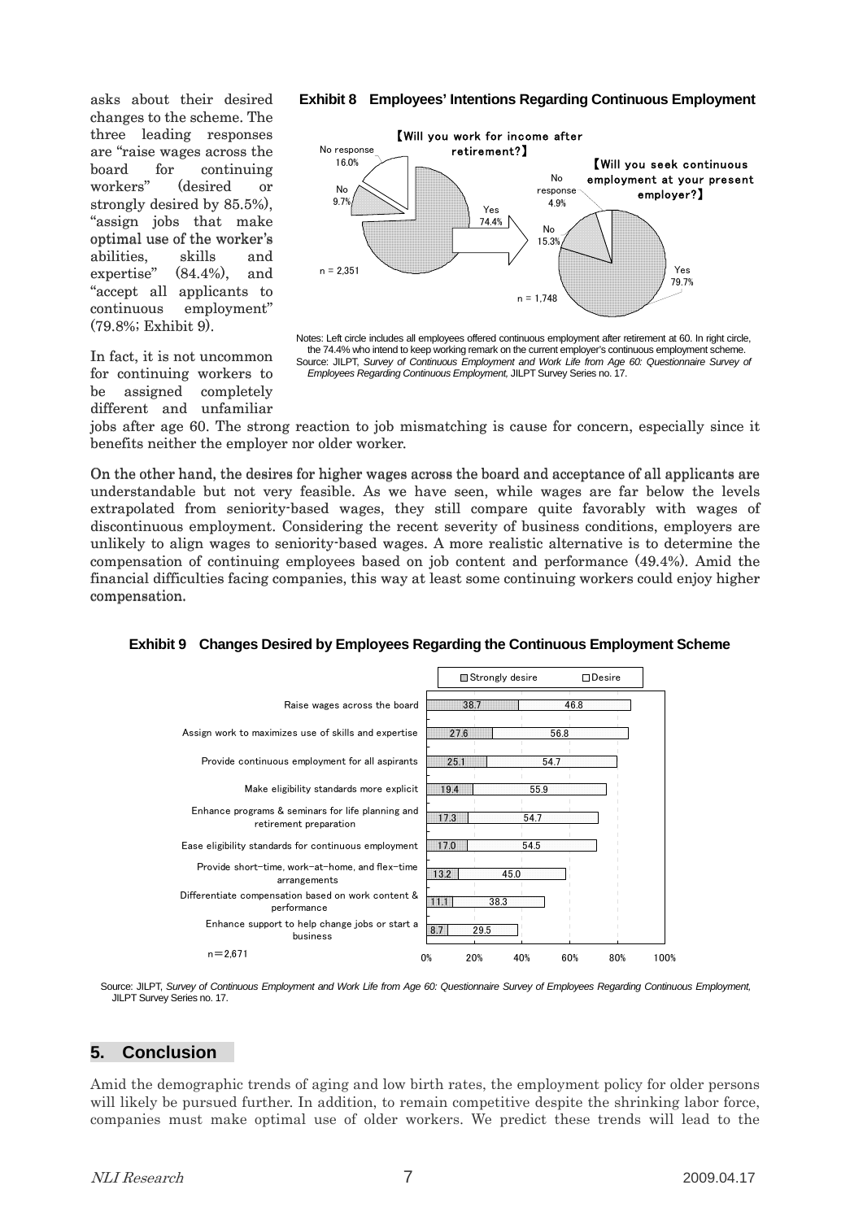asks about their desired changes to the scheme. The three leading responses are "raise wages across the board for continuing workers" (desired or strongly desired by 85.5%), "assign jobs that make optimal use of the worker's abilities, skills and expertise" (84.4%), and "accept all applicants to continuous employment" (79.8%; Exhibit 9).

In fact, it is not uncommon for continuing workers to be assigned completely different and unfamiliar jobs after age 60. The strong reaction to job mismatching is cause for concern, especially since it benefits neither the employer nor older worker.

**Exhibit 8 Employees' Intentions Regarding Continuous Employment**

【Will you work for income after retirement?】 n = 2,351

- Yes 74.4%
- No 9.7%
- No response 16.0%

【Will you seek continuous employment at your present employer?】 n = 1,748

- Yes 79.7%
- No 15.3%
- No response 4.9%

Notes: Left circle includes all employees offered continuous employment after retirement at 60. In right circle, the 74.4% who intend to keep working remark on the current employer's continuous employment scheme.
Source: JILPT, *Survey of Continuous Employment and Work Life from Age 60: Questionnaire Survey of Employees Regarding Continuous Employment,* JILPT Survey Series no. 17.

On the other hand, the desires for higher wages across the board and acceptance of all applicants are understandable but not very feasible. As we have seen, while wages are far below the levels extrapolated from seniority-based wages, they still compare quite favorably with wages of discontinuous employment. Considering the recent severity of business conditions, employers are unlikely to align wages to seniority-based wages. A more realistic alternative is to determine the compensation of continuing employees based on job content and performance (49.4%). Amid the financial difficulties facing companies, this way at least some continuing workers could enjoy higher compensation.

**Exhibit 9 Changes Desired by Employees Regarding the Continuous Employment Scheme**

| Item | Strongly desire (%) | Desire (%) |
|---|---|---|
| Raise wages across the board | 38.7 | 46.8 |
| Assign work to maximizes use of skills and expertise | 27.6 | 56.8 |
| Provide continuous employment for all aspirants | 25.1 | 54.7 |
| Make eligibility standards more explicit | 19.4 | 55.9 |
| Enhance programs & seminars for life planning and retirement preparation | 17.3 | 54.7 |
| Ease eligibility standards for continuous employment | 17.0 | 54.5 |
| Provide short-time, work-at-home, and flex-time arrangements | 13.2 | 45.0 |
| Differentiate compensation based on work content & performance | 11.1 | 38.3 |
| Enhance support to help change jobs or start a business | 8.7 | 29.5 |

n=2,671

Source: JILPT, *Survey of Continuous Employment and Work Life from Age 60: Questionnaire Survey of Employees Regarding Continuous Employment,* JILPT Survey Series no. 17.

## 5. Conclusion

Amid the demographic trends of aging and low birth rates, the employment policy for older persons will likely be pursued further. In addition, to remain competitive despite the shrinking labor force, companies must make optimal use of older workers. We predict these trends will lead to the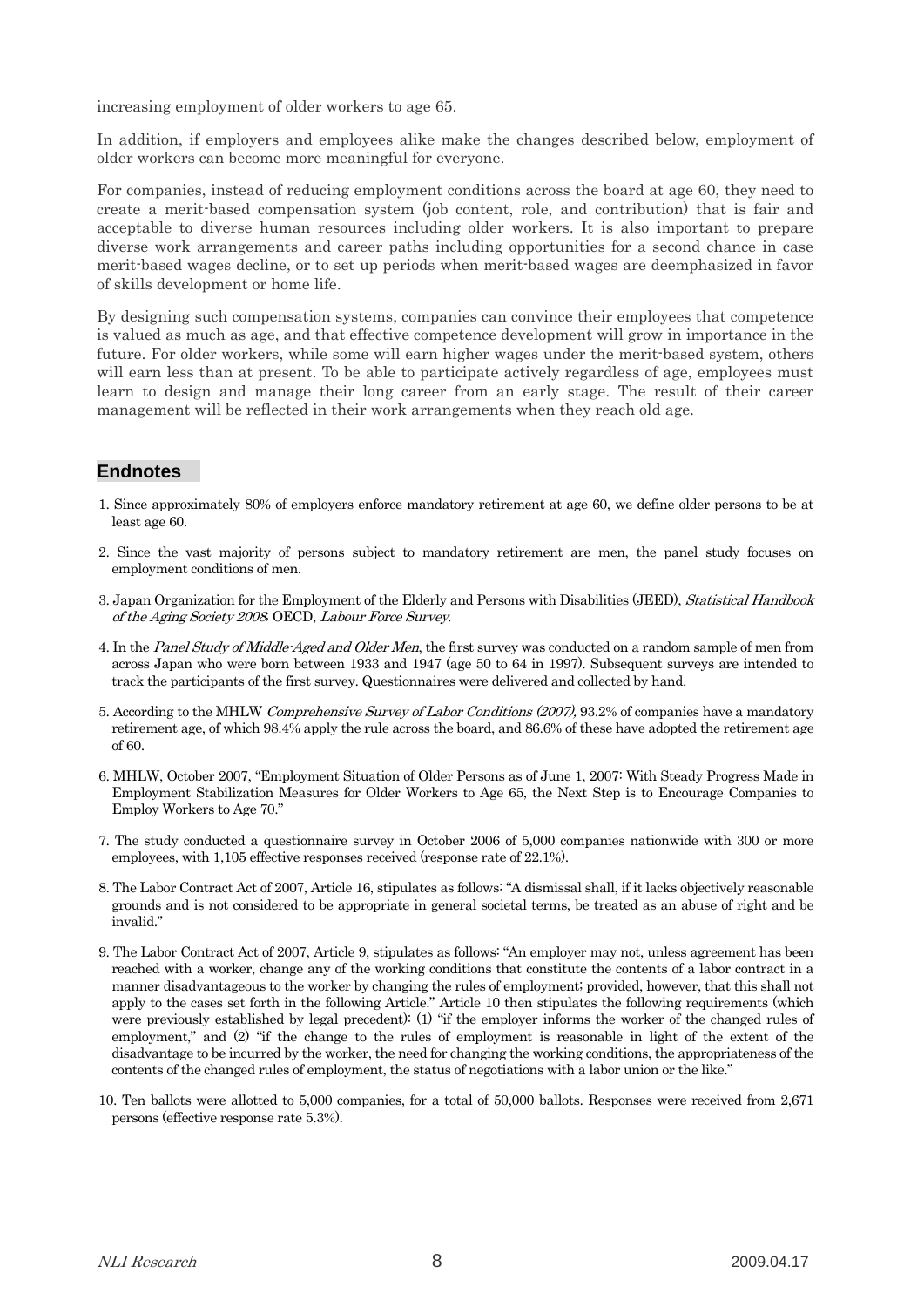increasing employment of older workers to age 65.

In addition, if employers and employees alike make the changes described below, employment of older workers can become more meaningful for everyone.

For companies, instead of reducing employment conditions across the board at age 60, they need to create a merit-based compensation system (job content, role, and contribution) that is fair and acceptable to diverse human resources including older workers. It is also important to prepare diverse work arrangements and career paths including opportunities for a second chance in case merit-based wages decline, or to set up periods when merit-based wages are deemphasized in favor of skills development or home life.

By designing such compensation systems, companies can convince their employees that competence is valued as much as age, and that effective competence development will grow in importance in the future. For older workers, while some will earn higher wages under the merit-based system, others will earn less than at present. To be able to participate actively regardless of age, employees must learn to design and manage their long career from an early stage. The result of their career management will be reflected in their work arrangements when they reach old age.

## Endnotes

1. Since approximately 80% of employers enforce mandatory retirement at age 60, we define older persons to be at least age 60.

2. Since the vast majority of persons subject to mandatory retirement are men, the panel study focuses on employment conditions of men.

3. Japan Organization for the Employment of the Elderly and Persons with Disabilities (JEED), *Statistical Handbook of the Aging Society 2008*. OECD, *Labour Force Survey*.

4. In the *Panel Study of Middle-Aged and Older Men*, the first survey was conducted on a random sample of men from across Japan who were born between 1933 and 1947 (age 50 to 64 in 1997). Subsequent surveys are intended to track the participants of the first survey. Questionnaires were delivered and collected by hand.

5. According to the MHLW *Comprehensive Survey of Labor Conditions (2007)*, 93.2% of companies have a mandatory retirement age, of which 98.4% apply the rule across the board, and 86.6% of these have adopted the retirement age of 60.

6. MHLW, October 2007, "Employment Situation of Older Persons as of June 1, 2007: With Steady Progress Made in Employment Stabilization Measures for Older Workers to Age 65, the Next Step is to Encourage Companies to Employ Workers to Age 70."

7. The study conducted a questionnaire survey in October 2006 of 5,000 companies nationwide with 300 or more employees, with 1,105 effective responses received (response rate of 22.1%).

8. The Labor Contract Act of 2007, Article 16, stipulates as follows: "A dismissal shall, if it lacks objectively reasonable grounds and is not considered to be appropriate in general societal terms, be treated as an abuse of right and be invalid."

9. The Labor Contract Act of 2007, Article 9, stipulates as follows: "An employer may not, unless agreement has been reached with a worker, change any of the working conditions that constitute the contents of a labor contract in a manner disadvantageous to the worker by changing the rules of employment; provided, however, that this shall not apply to the cases set forth in the following Article." Article 10 then stipulates the following requirements (which were previously established by legal precedent): (1) "if the employer informs the worker of the changed rules of employment," and (2) "if the change to the rules of employment is reasonable in light of the extent of the disadvantage to be incurred by the worker, the need for changing the working conditions, the appropriateness of the contents of the changed rules of employment, the status of negotiations with a labor union or the like."

10. Ten ballots were allotted to 5,000 companies, for a total of 50,000 ballots. Responses were received from 2,671 persons (effective response rate 5.3%).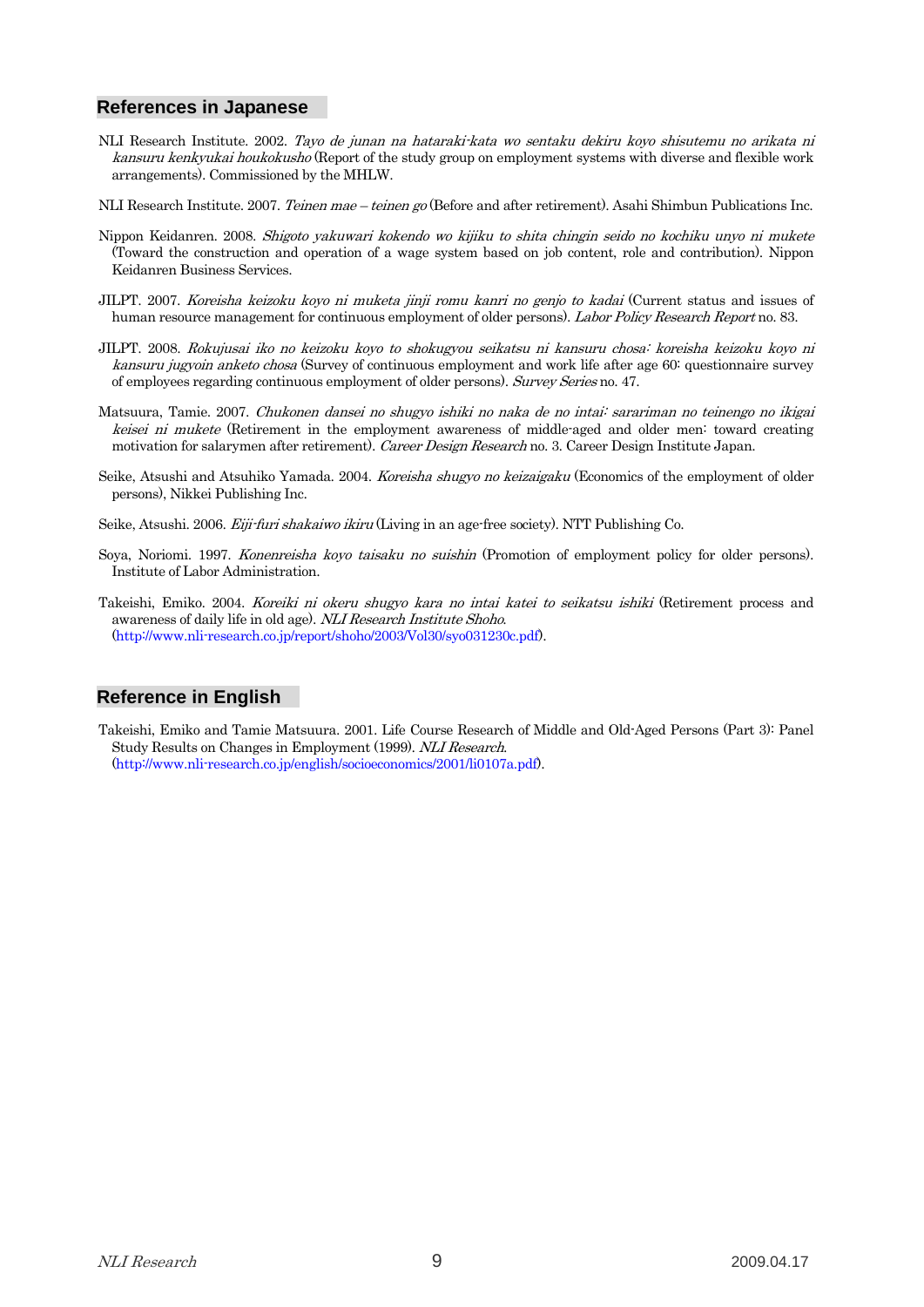## References in Japanese

NLI Research Institute. 2002. *Tayo de junan na hataraki-kata wo sentaku dekiru koyo shisutemu no arikata ni kansuru kenkyukai houkokusho* (Report of the study group on employment systems with diverse and flexible work arrangements). Commissioned by the MHLW.

NLI Research Institute. 2007. *Teinen mae – teinen go* (Before and after retirement). Asahi Shimbun Publications Inc.

Nippon Keidanren. 2008. *Shigoto yakuwari kokendo wo kijiku to shita chingin seido no kochiku unyo ni mukete* (Toward the construction and operation of a wage system based on job content, role and contribution). Nippon Keidanren Business Services.

JILPT. 2007. *Koreisha keizoku koyo ni muketa jinji romu kanri no genjo to kadai* (Current status and issues of human resource management for continuous employment of older persons). *Labor Policy Research Report* no. 83.

JILPT. 2008. *Rokujusai iko no keizoku koyo to shokugyou seikatsu ni kansuru chosa: koreisha keizoku koyo ni kansuru jugyoin anketo chosa* (Survey of continuous employment and work life after age 60: questionnaire survey of employees regarding continuous employment of older persons). *Survey Series* no. 47.

Matsuura, Tamie. 2007. *Chukonen dansei no shugyo ishiki no naka de no intai: sarariman no teinengo no ikigai keisei ni mukete* (Retirement in the employment awareness of middle-aged and older men: toward creating motivation for salarymen after retirement). *Career Design Research* no. 3. Career Design Institute Japan.

Seike, Atsushi and Atsuhiko Yamada. 2004. *Koreisha shugyo no keizaigaku* (Economics of the employment of older persons), Nikkei Publishing Inc.

Seike, Atsushi. 2006. *Eiji-furi shakaiwo ikiru* (Living in an age-free society). NTT Publishing Co.

Soya, Noriomi. 1997. *Konenreisha koyo taisaku no suishin* (Promotion of employment policy for older persons). Institute of Labor Administration.

Takeishi, Emiko. 2004. *Koreiki ni okeru shugyo kara no intai katei to seikatsu ishiki* (Retirement process and awareness of daily life in old age). *NLI Research Institute Shoho*. (http://www.nli-research.co.jp/report/shoho/2003/Vol30/syo031230c.pdf).

## Reference in English

Takeishi, Emiko and Tamie Matsuura. 2001. Life Course Research of Middle and Old-Aged Persons (Part 3): Panel Study Results on Changes in Employment (1999). *NLI Research*. (http://www.nli-research.co.jp/english/socioeconomics/2001/li0107a.pdf).